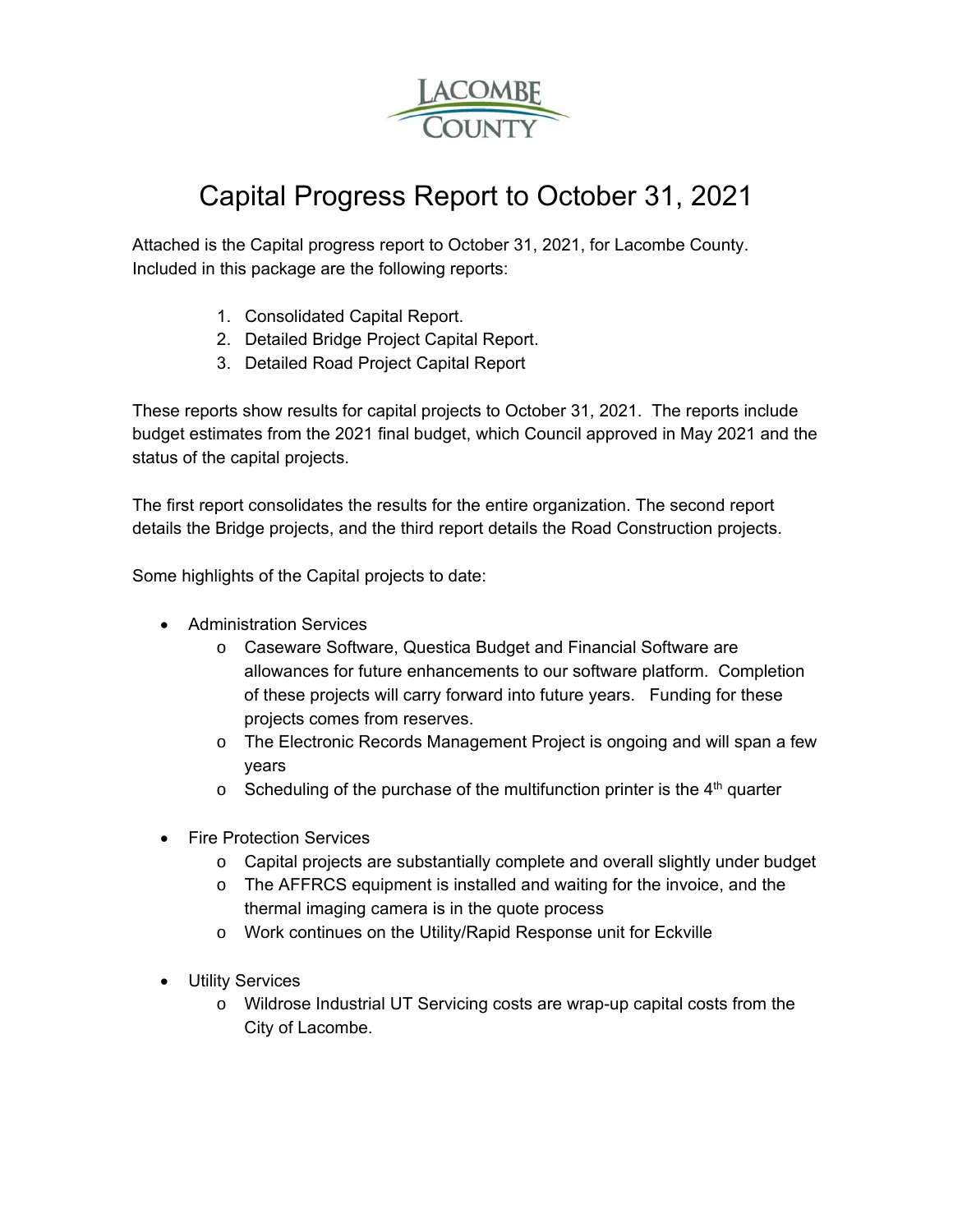# Capital Progress Report to October 31, 2021

Attached is the Capital progress report to October 31, 2021, for Lacombe County. Included in this package are the following reports:

1. Consolidated Capital Report.
2. Detailed Bridge Project Capital Report.
3. Detailed Road Project Capital Report

These reports show results for capital projects to October 31, 2021. The reports include budget estimates from the 2021 final budget, which Council approved in May 2021 and the status of the capital projects.

The first report consolidates the results for the entire organization. The second report details the Bridge projects, and the third report details the Road Construction projects.

Some highlights of the Capital projects to date:

- Administration Services
    - Caseware Software, Questica Budget and Financial Software are allowances for future enhancements to our software platform. Completion of these projects will carry forward into future years. Funding for these projects comes from reserves.
    - The Electronic Records Management Project is ongoing and will span a few years
    - Scheduling of the purchase of the multifunction printer is the 4th quarter

- Fire Protection Services
    - Capital projects are substantially complete and overall slightly under budget
    - The AFFRCS equipment is installed and waiting for the invoice, and the thermal imaging camera is in the quote process
    - Work continues on the Utility/Rapid Response unit for Eckville

- Utility Services
    - Wildrose Industrial UT Servicing costs are wrap-up capital costs from the City of Lacombe.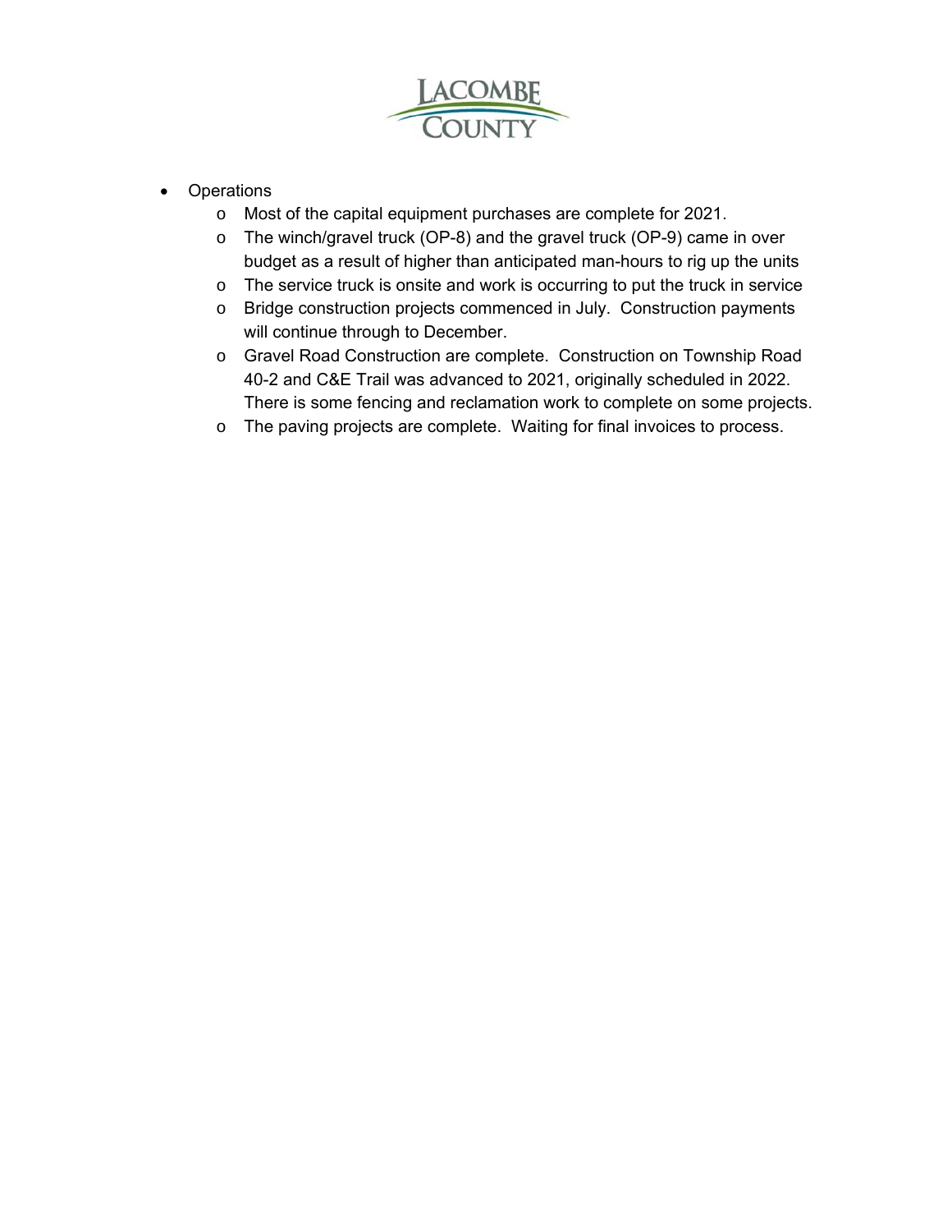- Operations
  - Most of the capital equipment purchases are complete for 2021.
  - The winch/gravel truck (OP-8) and the gravel truck (OP-9) came in over budget as a result of higher than anticipated man-hours to rig up the units
  - The service truck is onsite and work is occurring to put the truck in service
  - Bridge construction projects commenced in July. Construction payments will continue through to December.
  - Gravel Road Construction are complete. Construction on Township Road 40-2 and C&E Trail was advanced to 2021, originally scheduled in 2022. There is some fencing and reclamation work to complete on some projects.
  - The paving projects are complete. Waiting for final invoices to process.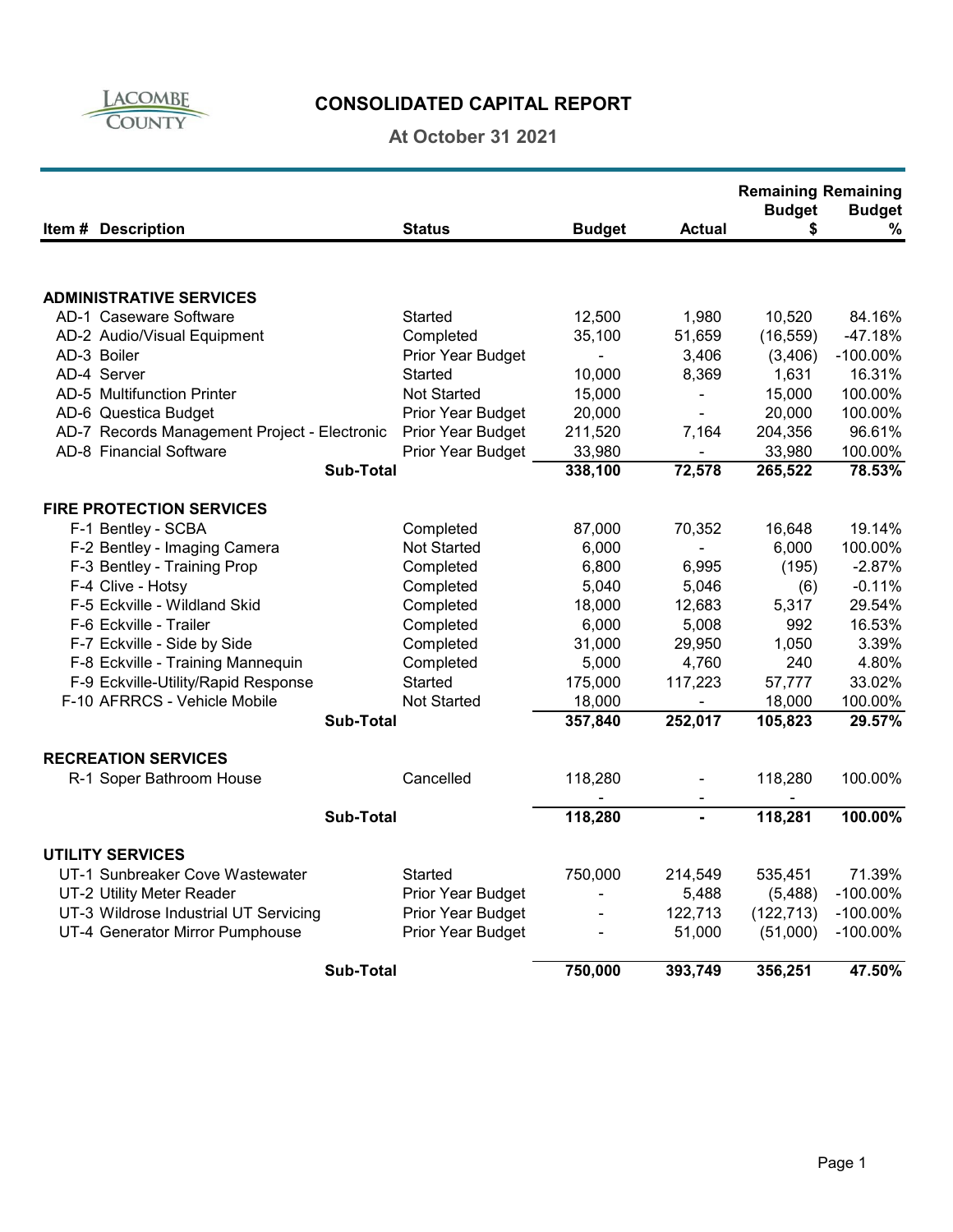# CONSOLIDATED CAPITAL REPORT

## At October 31 2021

| Item # | Description | Status | Budget | Actual | Remaining Budget $ | Remaining Budget % |
|---|---|---|---|---|---|---|
| **ADMINISTRATIVE SERVICES** | | | | | | |
| AD-1 | Caseware Software | Started | 12,500 | 1,980 | 10,520 | 84.16% |
| AD-2 | Audio/Visual Equipment | Completed | 35,100 | 51,659 | (16,559) | -47.18% |
| AD-3 | Boiler | Prior Year Budget | - | 3,406 | (3,406) | -100.00% |
| AD-4 | Server | Started | 10,000 | 8,369 | 1,631 | 16.31% |
| AD-5 | Multifunction Printer | Not Started | 15,000 | - | 15,000 | 100.00% |
| AD-6 | Questica Budget | Prior Year Budget | 20,000 | - | 20,000 | 100.00% |
| AD-7 | Records Management Project - Electronic | Prior Year Budget | 211,520 | 7,164 | 204,356 | 96.61% |
| AD-8 | Financial Software | Prior Year Budget | 33,980 | - | 33,980 | 100.00% |
| | **Sub-Total** | | **338,100** | **72,578** | **265,522** | **78.53%** |
| **FIRE PROTECTION SERVICES** | | | | | | |
| F-1 | Bentley - SCBA | Completed | 87,000 | 70,352 | 16,648 | 19.14% |
| F-2 | Bentley - Imaging Camera | Not Started | 6,000 | - | 6,000 | 100.00% |
| F-3 | Bentley - Training Prop | Completed | 6,800 | 6,995 | (195) | -2.87% |
| F-4 | Clive - Hotsy | Completed | 5,040 | 5,046 | (6) | -0.11% |
| F-5 | Eckville - Wildland Skid | Completed | 18,000 | 12,683 | 5,317 | 29.54% |
| F-6 | Eckville - Trailer | Completed | 6,000 | 5,008 | 992 | 16.53% |
| F-7 | Eckville - Side by Side | Completed | 31,000 | 29,950 | 1,050 | 3.39% |
| F-8 | Eckville - Training Mannequin | Completed | 5,000 | 4,760 | 240 | 4.80% |
| F-9 | Eckville-Utility/Rapid Response | Started | 175,000 | 117,223 | 57,777 | 33.02% |
| F-10 | AFRRCS - Vehicle Mobile | Not Started | 18,000 | - | 18,000 | 100.00% |
| | **Sub-Total** | | **357,840** | **252,017** | **105,823** | **29.57%** |
| **RECREATION SERVICES** | | | | | | |
| R-1 | Soper Bathroom House | Cancelled | 118,280 | - | 118,280 | 100.00% |
| | | | - | - | - | |
| | **Sub-Total** | | **118,280** | **-** | **118,281** | **100.00%** |
| **UTILITY SERVICES** | | | | | | |
| UT-1 | Sunbreaker Cove Wastewater | Started | 750,000 | 214,549 | 535,451 | 71.39% |
| UT-2 | Utility Meter Reader | Prior Year Budget | - | 5,488 | (5,488) | -100.00% |
| UT-3 | Wildrose Industrial UT Servicing | Prior Year Budget | - | 122,713 | (122,713) | -100.00% |
| UT-4 | Generator Mirror Pumphouse | Prior Year Budget | - | 51,000 | (51,000) | -100.00% |
| | **Sub-Total** | | **750,000** | **393,749** | **356,251** | **47.50%** |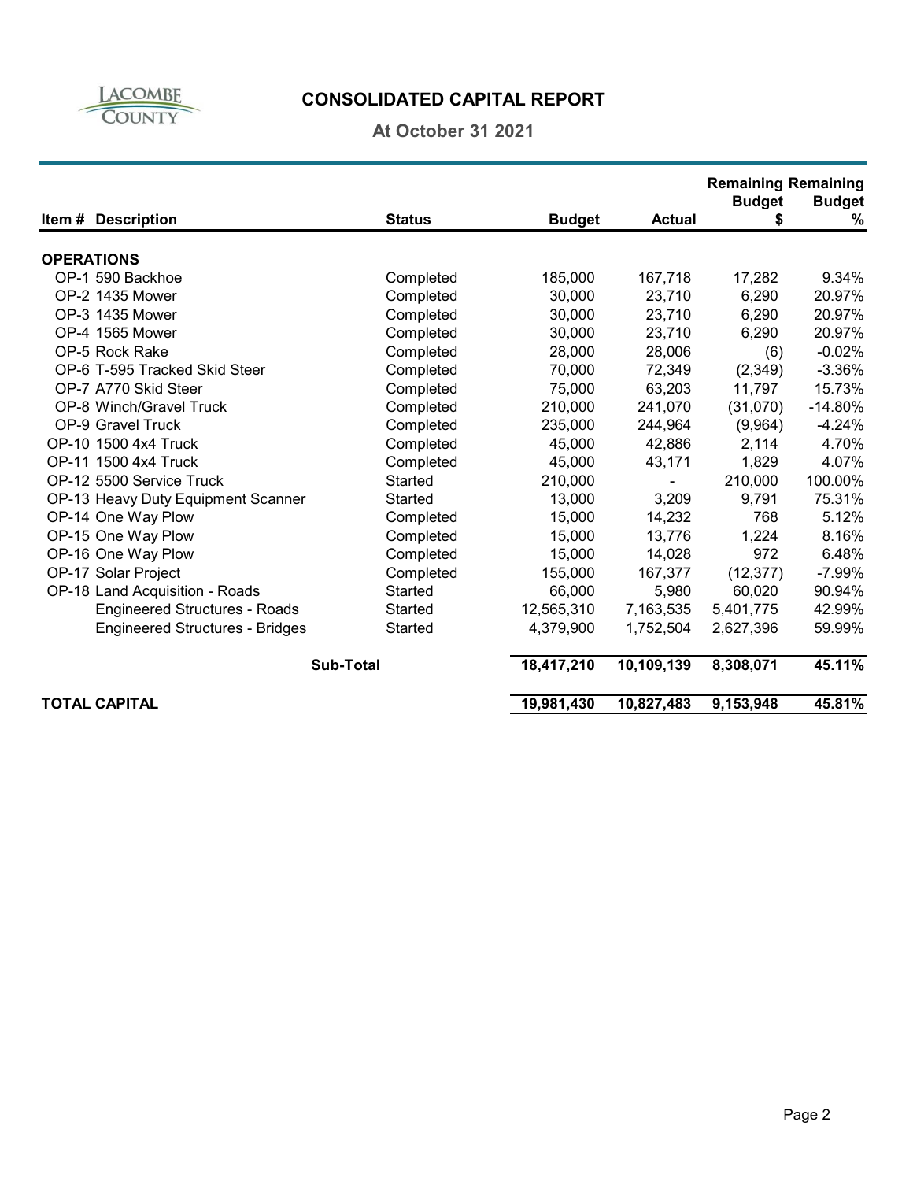# CONSOLIDATED CAPITAL REPORT

## At October 31 2021

| Item # | Description | Status | Budget | Actual | Remaining Budget $ | Remaining Budget % |
|---|---|---|---|---|---|---|
| **OPERATIONS** | | | | | | |
| OP-1 | 590 Backhoe | Completed | 185,000 | 167,718 | 17,282 | 9.34% |
| OP-2 | 1435 Mower | Completed | 30,000 | 23,710 | 6,290 | 20.97% |
| OP-3 | 1435 Mower | Completed | 30,000 | 23,710 | 6,290 | 20.97% |
| OP-4 | 1565 Mower | Completed | 30,000 | 23,710 | 6,290 | 20.97% |
| OP-5 | Rock Rake | Completed | 28,000 | 28,006 | (6) | -0.02% |
| OP-6 | T-595 Tracked Skid Steer | Completed | 70,000 | 72,349 | (2,349) | -3.36% |
| OP-7 | A770 Skid Steer | Completed | 75,000 | 63,203 | 11,797 | 15.73% |
| OP-8 | Winch/Gravel Truck | Completed | 210,000 | 241,070 | (31,070) | -14.80% |
| OP-9 | Gravel Truck | Completed | 235,000 | 244,964 | (9,964) | -4.24% |
| OP-10 | 1500 4x4 Truck | Completed | 45,000 | 42,886 | 2,114 | 4.70% |
| OP-11 | 1500 4x4 Truck | Completed | 45,000 | 43,171 | 1,829 | 4.07% |
| OP-12 | 5500 Service Truck | Started | 210,000 | - | 210,000 | 100.00% |
| OP-13 | Heavy Duty Equipment Scanner | Started | 13,000 | 3,209 | 9,791 | 75.31% |
| OP-14 | One Way Plow | Completed | 15,000 | 14,232 | 768 | 5.12% |
| OP-15 | One Way Plow | Completed | 15,000 | 13,776 | 1,224 | 8.16% |
| OP-16 | One Way Plow | Completed | 15,000 | 14,028 | 972 | 6.48% |
| OP-17 | Solar Project | Completed | 155,000 | 167,377 | (12,377) | -7.99% |
| OP-18 | Land Acquisition - Roads | Started | 66,000 | 5,980 | 60,020 | 90.94% |
| | Engineered Structures - Roads | Started | 12,565,310 | 7,163,535 | 5,401,775 | 42.99% |
| | Engineered Structures - Bridges | Started | 4,379,900 | 1,752,504 | 2,627,396 | 59.99% |
| | **Sub-Total** | | **18,417,210** | **10,109,139** | **8,308,071** | **45.11%** |
| **TOTAL CAPITAL** | | | **19,981,430** | **10,827,483** | **9,153,948** | **45.81%** |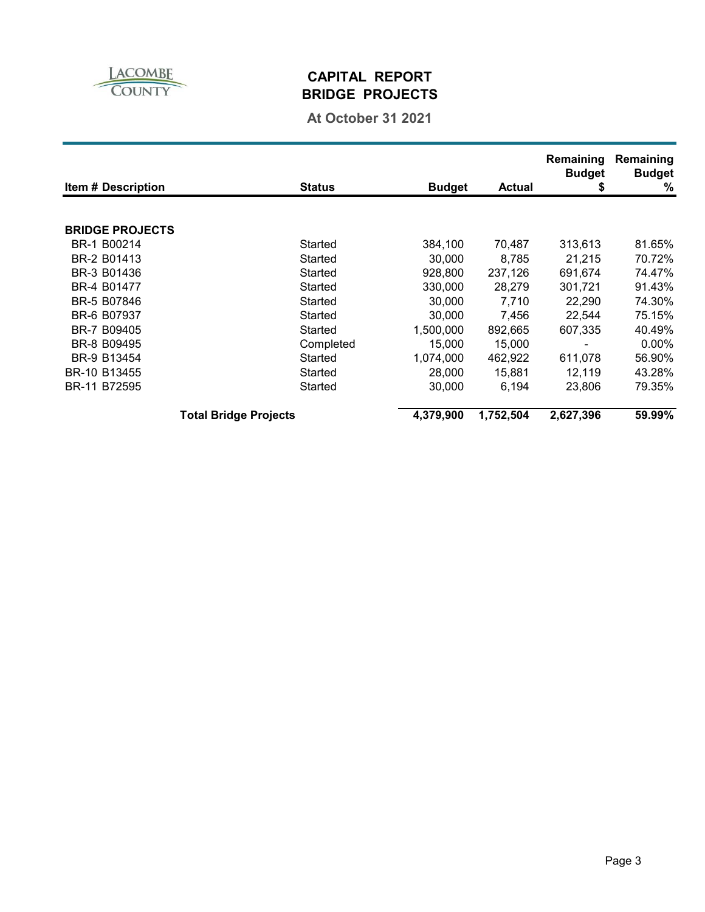LACOMBE COUNTY

# CAPITAL REPORT
# BRIDGE PROJECTS

**At October 31 2021**

| Item # Description | Status | Budget | Actual | Remaining Budget $ | Remaining Budget % |
|---|---|---|---|---|---|
| **BRIDGE PROJECTS** | | | | | |
| BR-1 B00214 | Started | 384,100 | 70,487 | 313,613 | 81.65% |
| BR-2 B01413 | Started | 30,000 | 8,785 | 21,215 | 70.72% |
| BR-3 B01436 | Started | 928,800 | 237,126 | 691,674 | 74.47% |
| BR-4 B01477 | Started | 330,000 | 28,279 | 301,721 | 91.43% |
| BR-5 B07846 | Started | 30,000 | 7,710 | 22,290 | 74.30% |
| BR-6 B07937 | Started | 30,000 | 7,456 | 22,544 | 75.15% |
| BR-7 B09405 | Started | 1,500,000 | 892,665 | 607,335 | 40.49% |
| BR-8 B09495 | Completed | 15,000 | 15,000 | - | 0.00% |
| BR-9 B13454 | Started | 1,074,000 | 462,922 | 611,078 | 56.90% |
| BR-10 B13455 | Started | 28,000 | 15,881 | 12,119 | 43.28% |
| BR-11 B72595 | Started | 30,000 | 6,194 | 23,806 | 79.35% |
| **Total Bridge Projects** | | **4,379,900** | **1,752,504** | **2,627,396** | **59.99%** |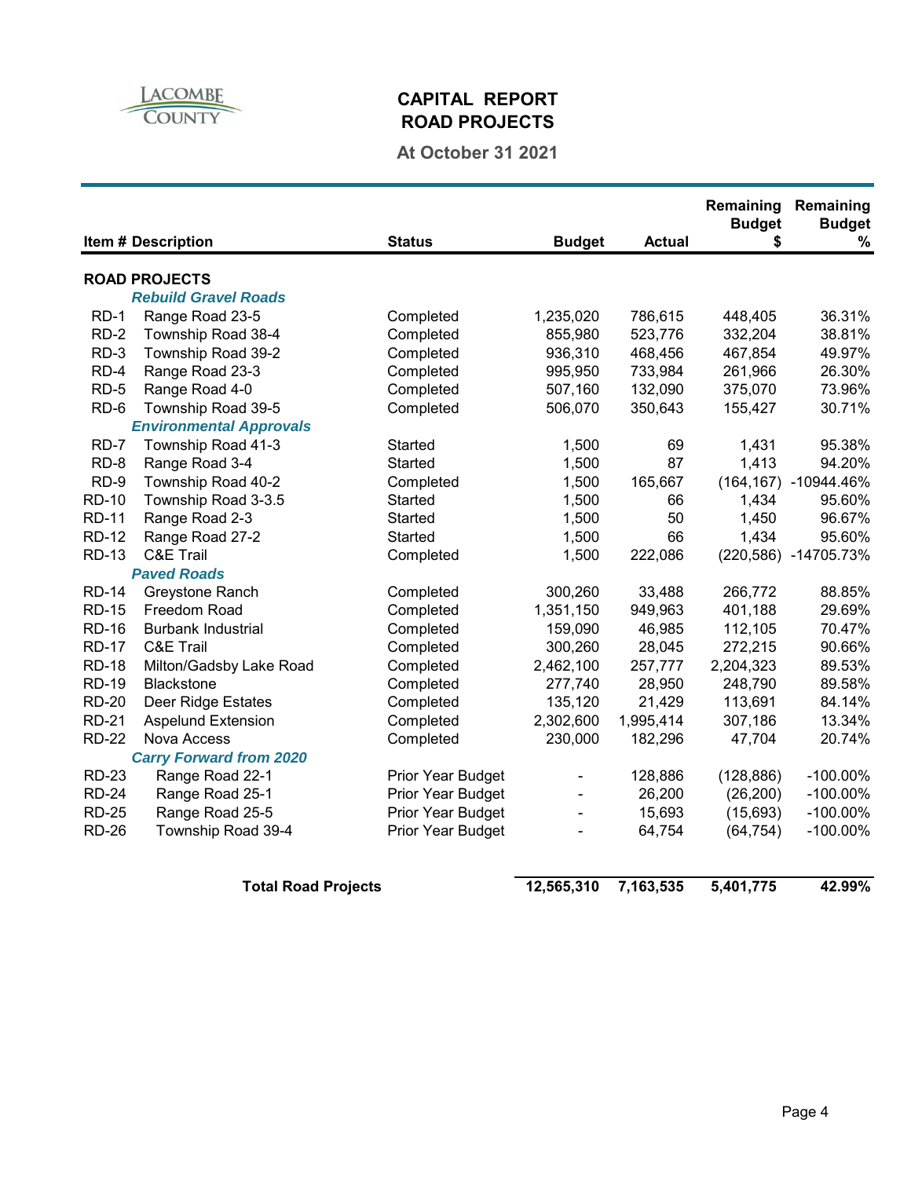Lacombe County

# CAPITAL REPORT
## ROAD PROJECTS
### At October 31 2021

| Item # | Description | Status | Budget | Actual | Remaining Budget $ | Remaining Budget % |
|---|---|---|---|---|---|---|
| **ROAD PROJECTS** | | | | | | |
| | ***Rebuild Gravel Roads*** | | | | | |
| RD-1 | Range Road 23-5 | Completed | 1,235,020 | 786,615 | 448,405 | 36.31% |
| RD-2 | Township Road 38-4 | Completed | 855,980 | 523,776 | 332,204 | 38.81% |
| RD-3 | Township Road 39-2 | Completed | 936,310 | 468,456 | 467,854 | 49.97% |
| RD-4 | Range Road 23-3 | Completed | 995,950 | 733,984 | 261,966 | 26.30% |
| RD-5 | Range Road 4-0 | Completed | 507,160 | 132,090 | 375,070 | 73.96% |
| RD-6 | Township Road 39-5 | Completed | 506,070 | 350,643 | 155,427 | 30.71% |
| | ***Environmental Approvals*** | | | | | |
| RD-7 | Township Road 41-3 | Started | 1,500 | 69 | 1,431 | 95.38% |
| RD-8 | Range Road 3-4 | Started | 1,500 | 87 | 1,413 | 94.20% |
| RD-9 | Township Road 40-2 | Completed | 1,500 | 165,667 | (164,167) | -10944.46% |
| RD-10 | Township Road 3-3.5 | Started | 1,500 | 66 | 1,434 | 95.60% |
| RD-11 | Range Road 2-3 | Started | 1,500 | 50 | 1,450 | 96.67% |
| RD-12 | Range Road 27-2 | Started | 1,500 | 66 | 1,434 | 95.60% |
| RD-13 | C&E Trail | Completed | 1,500 | 222,086 | (220,586) | -14705.73% |
| | ***Paved Roads*** | | | | | |
| RD-14 | Greystone Ranch | Completed | 300,260 | 33,488 | 266,772 | 88.85% |
| RD-15 | Freedom Road | Completed | 1,351,150 | 949,963 | 401,188 | 29.69% |
| RD-16 | Burbank Industrial | Completed | 159,090 | 46,985 | 112,105 | 70.47% |
| RD-17 | C&E Trail | Completed | 300,260 | 28,045 | 272,215 | 90.66% |
| RD-18 | Milton/Gadsby Lake Road | Completed | 2,462,100 | 257,777 | 2,204,323 | 89.53% |
| RD-19 | Blackstone | Completed | 277,740 | 28,950 | 248,790 | 89.58% |
| RD-20 | Deer Ridge Estates | Completed | 135,120 | 21,429 | 113,691 | 84.14% |
| RD-21 | Aspelund Extension | Completed | 2,302,600 | 1,995,414 | 307,186 | 13.34% |
| RD-22 | Nova Access | Completed | 230,000 | 182,296 | 47,704 | 20.74% |
| | ***Carry Forward from 2020*** | | | | | |
| RD-23 | Range Road 22-1 | Prior Year Budget | - | 128,886 | (128,886) | -100.00% |
| RD-24 | Range Road 25-1 | Prior Year Budget | - | 26,200 | (26,200) | -100.00% |
| RD-25 | Range Road 25-5 | Prior Year Budget | - | 15,693 | (15,693) | -100.00% |
| RD-26 | Township Road 39-4 | Prior Year Budget | - | 64,754 | (64,754) | -100.00% |
| | **Total Road Projects** | | **12,565,310** | **7,163,535** | **5,401,775** | **42.99%** |